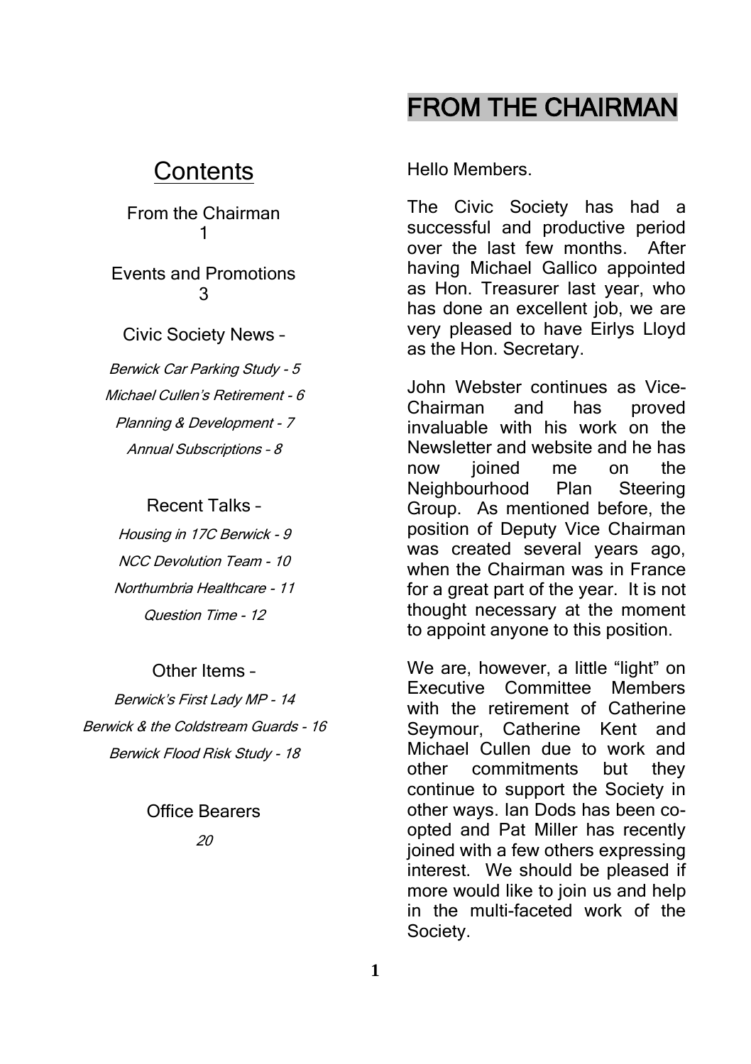## Contents

From the Chairman
1

Events and Promotions
3

Civic Society News –

*Berwick Car Parking Study - 5*

*Michael Cullen's Retirement - 6*

*Planning & Development - 7*

*Annual Subscriptions – 8*

Recent Talks –

*Housing in 17C Berwick - 9*

*NCC Devolution Team - 10*

*Northumbria Healthcare - 11*

*Question Time - 12*

Other Items –

*Berwick's First Lady MP - 14*

*Berwick & the Coldstream Guards - 16*

*Berwick Flood Risk Study - 18*

Office Bearers

*20*

# FROM THE CHAIRMAN

Hello Members.

The Civic Society has had a successful and productive period over the last few months. After having Michael Gallico appointed as Hon. Treasurer last year, who has done an excellent job, we are very pleased to have Eirlys Lloyd as the Hon. Secretary.

John Webster continues as Vice-Chairman and has proved invaluable with his work on the Newsletter and website and he has now joined me on the Neighbourhood Plan Steering Group. As mentioned before, the position of Deputy Vice Chairman was created several years ago, when the Chairman was in France for a great part of the year. It is not thought necessary at the moment to appoint anyone to this position.

We are, however, a little "light" on Executive Committee Members with the retirement of Catherine Seymour, Catherine Kent and Michael Cullen due to work and other commitments but they continue to support the Society in other ways. Ian Dods has been co-opted and Pat Miller has recently joined with a few others expressing interest. We should be pleased if more would like to join us and help in the multi-faceted work of the Society.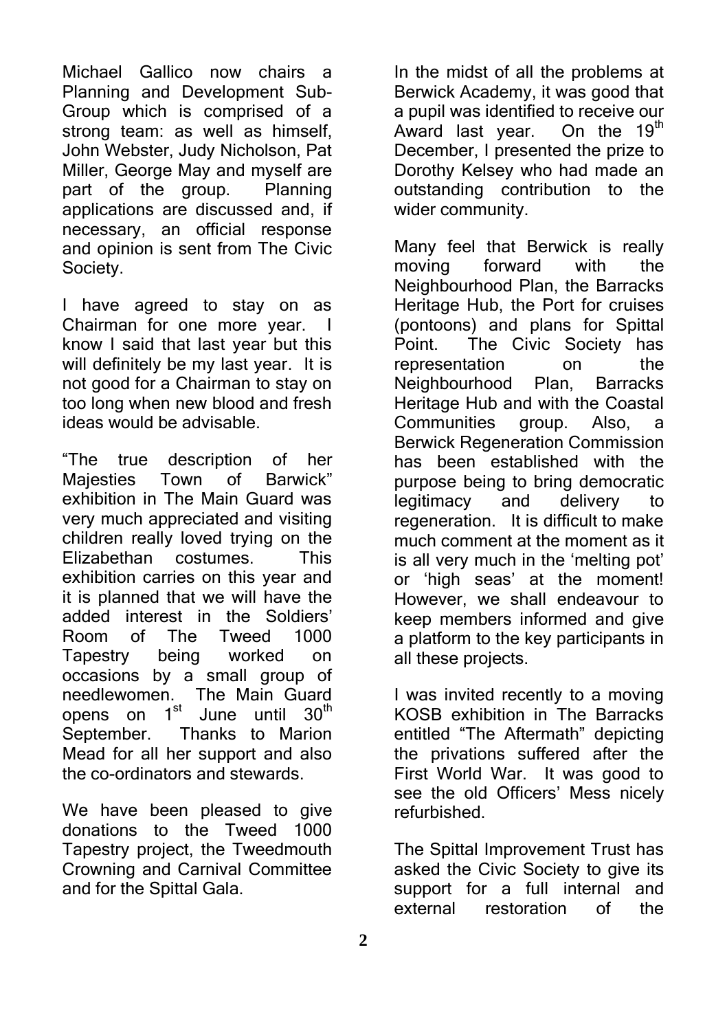Michael Gallico now chairs a Planning and Development Sub-Group which is comprised of a strong team: as well as himself, John Webster, Judy Nicholson, Pat Miller, George May and myself are part of the group. Planning applications are discussed and, if necessary, an official response and opinion is sent from The Civic Society.

I have agreed to stay on as Chairman for one more year. I know I said that last year but this will definitely be my last year. It is not good for a Chairman to stay on too long when new blood and fresh ideas would be advisable.

"The true description of her Majesties Town of Barwick" exhibition in The Main Guard was very much appreciated and visiting children really loved trying on the Elizabethan costumes. This exhibition carries on this year and it is planned that we will have the added interest in the Soldiers' Room of The Tweed 1000 Tapestry being worked on occasions by a small group of needlewomen. The Main Guard opens on 1st June until 30th September. Thanks to Marion Mead for all her support and also the co-ordinators and stewards.

We have been pleased to give donations to the Tweed 1000 Tapestry project, the Tweedmouth Crowning and Carnival Committee and for the Spittal Gala.

In the midst of all the problems at Berwick Academy, it was good that a pupil was identified to receive our Award last year. On the 19th December, I presented the prize to Dorothy Kelsey who had made an outstanding contribution to the wider community.

Many feel that Berwick is really moving forward with the Neighbourhood Plan, the Barracks Heritage Hub, the Port for cruises (pontoons) and plans for Spittal Point. The Civic Society has representation on the Neighbourhood Plan, Barracks Heritage Hub and with the Coastal Communities group. Also, a Berwick Regeneration Commission has been established with the purpose being to bring democratic legitimacy and delivery to regeneration. It is difficult to make much comment at the moment as it is all very much in the 'melting pot' or 'high seas' at the moment! However, we shall endeavour to keep members informed and give a platform to the key participants in all these projects.

I was invited recently to a moving KOSB exhibition in The Barracks entitled "The Aftermath" depicting the privations suffered after the First World War. It was good to see the old Officers' Mess nicely refurbished.

The Spittal Improvement Trust has asked the Civic Society to give its support for a full internal and external restoration of the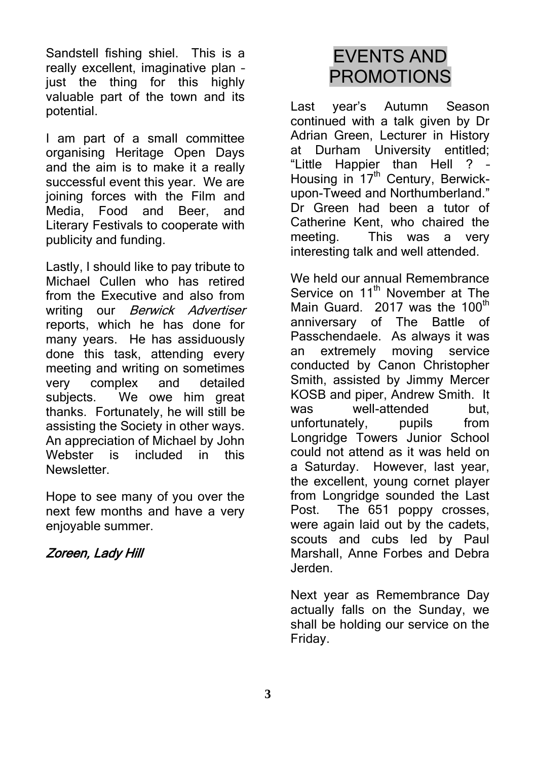Sandstell fishing shiel. This is a really excellent, imaginative plan – just the thing for this highly valuable part of the town and its potential.

I am part of a small committee organising Heritage Open Days and the aim is to make it a really successful event this year. We are joining forces with the Film and Media, Food and Beer, and Literary Festivals to cooperate with publicity and funding.

Lastly, I should like to pay tribute to Michael Cullen who has retired from the Executive and also from writing our *Berwick Advertiser* reports, which he has done for many years. He has assiduously done this task, attending every meeting and writing on sometimes very complex and detailed subjects. We owe him great thanks. Fortunately, he will still be assisting the Society in other ways. An appreciation of Michael by John Webster is included in this Newsletter.

Hope to see many of you over the next few months and have a very enjoyable summer.

*Zoreen, Lady Hill*

# EVENTS AND PROMOTIONS

Last year's Autumn Season continued with a talk given by Dr Adrian Green, Lecturer in History at Durham University entitled; "Little Happier than Hell ? – Housing in 17th Century, Berwick-upon-Tweed and Northumberland." Dr Green had been a tutor of Catherine Kent, who chaired the meeting. This was a very interesting talk and well attended.

We held our annual Remembrance Service on 11th November at The Main Guard. 2017 was the 100th anniversary of The Battle of Passchendaele. As always it was an extremely moving service conducted by Canon Christopher Smith, assisted by Jimmy Mercer KOSB and piper, Andrew Smith. It was well-attended but, unfortunately, pupils from Longridge Towers Junior School could not attend as it was held on a Saturday. However, last year, the excellent, young cornet player from Longridge sounded the Last Post. The 651 poppy crosses, were again laid out by the cadets, scouts and cubs led by Paul Marshall, Anne Forbes and Debra Jerden.

Next year as Remembrance Day actually falls on the Sunday, we shall be holding our service on the Friday.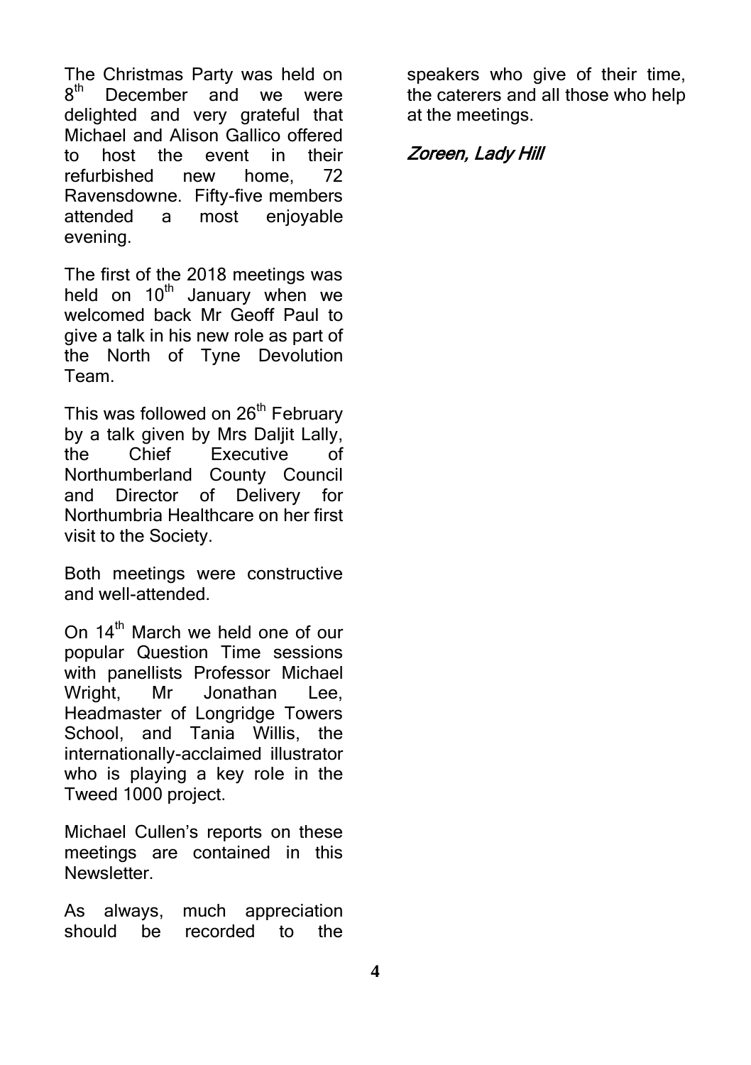The Christmas Party was held on 8th December and we were delighted and very grateful that Michael and Alison Gallico offered to host the event in their refurbished new home, 72 Ravensdowne. Fifty-five members attended a most enjoyable evening.

The first of the 2018 meetings was held on 10th January when we welcomed back Mr Geoff Paul to give a talk in his new role as part of the North of Tyne Devolution Team.

This was followed on 26th February by a talk given by Mrs Daljit Lally, the Chief Executive of Northumberland County Council and Director of Delivery for Northumbria Healthcare on her first visit to the Society.

Both meetings were constructive and well-attended.

On 14th March we held one of our popular Question Time sessions with panellists Professor Michael Wright, Mr Jonathan Lee, Headmaster of Longridge Towers School, and Tania Willis, the internationally-acclaimed illustrator who is playing a key role in the Tweed 1000 project.

Michael Cullen's reports on these meetings are contained in this Newsletter.

As always, much appreciation should be recorded to the speakers who give of their time, the caterers and all those who help at the meetings.

*Zoreen, Lady Hill*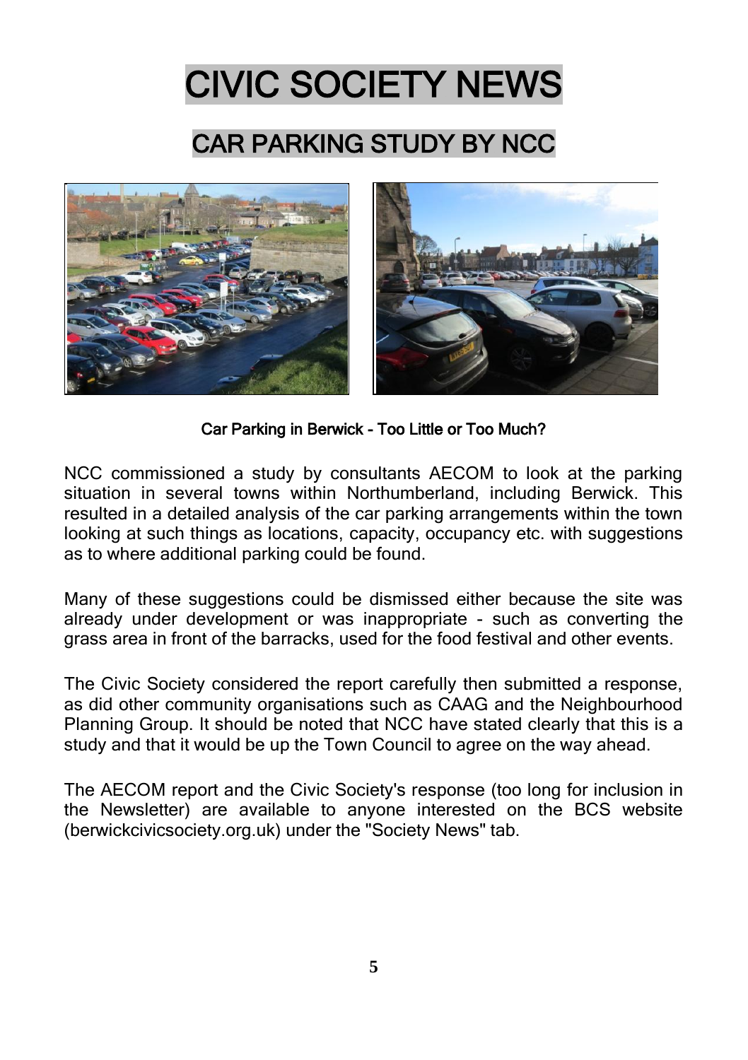# CIVIC SOCIETY NEWS

## CAR PARKING STUDY BY NCC

Car Parking in Berwick - Too Little or Too Much?

NCC commissioned a study by consultants AECOM to look at the parking situation in several towns within Northumberland, including Berwick. This resulted in a detailed analysis of the car parking arrangements within the town looking at such things as locations, capacity, occupancy etc. with suggestions as to where additional parking could be found.

Many of these suggestions could be dismissed either because the site was already under development or was inappropriate - such as converting the grass area in front of the barracks, used for the food festival and other events.

The Civic Society considered the report carefully then submitted a response, as did other community organisations such as CAAG and the Neighbourhood Planning Group. It should be noted that NCC have stated clearly that this is a study and that it would be up the Town Council to agree on the way ahead.

The AECOM report and the Civic Society's response (too long for inclusion in the Newsletter) are available to anyone interested on the BCS website (berwickcivicsociety.org.uk) under the "Society News" tab.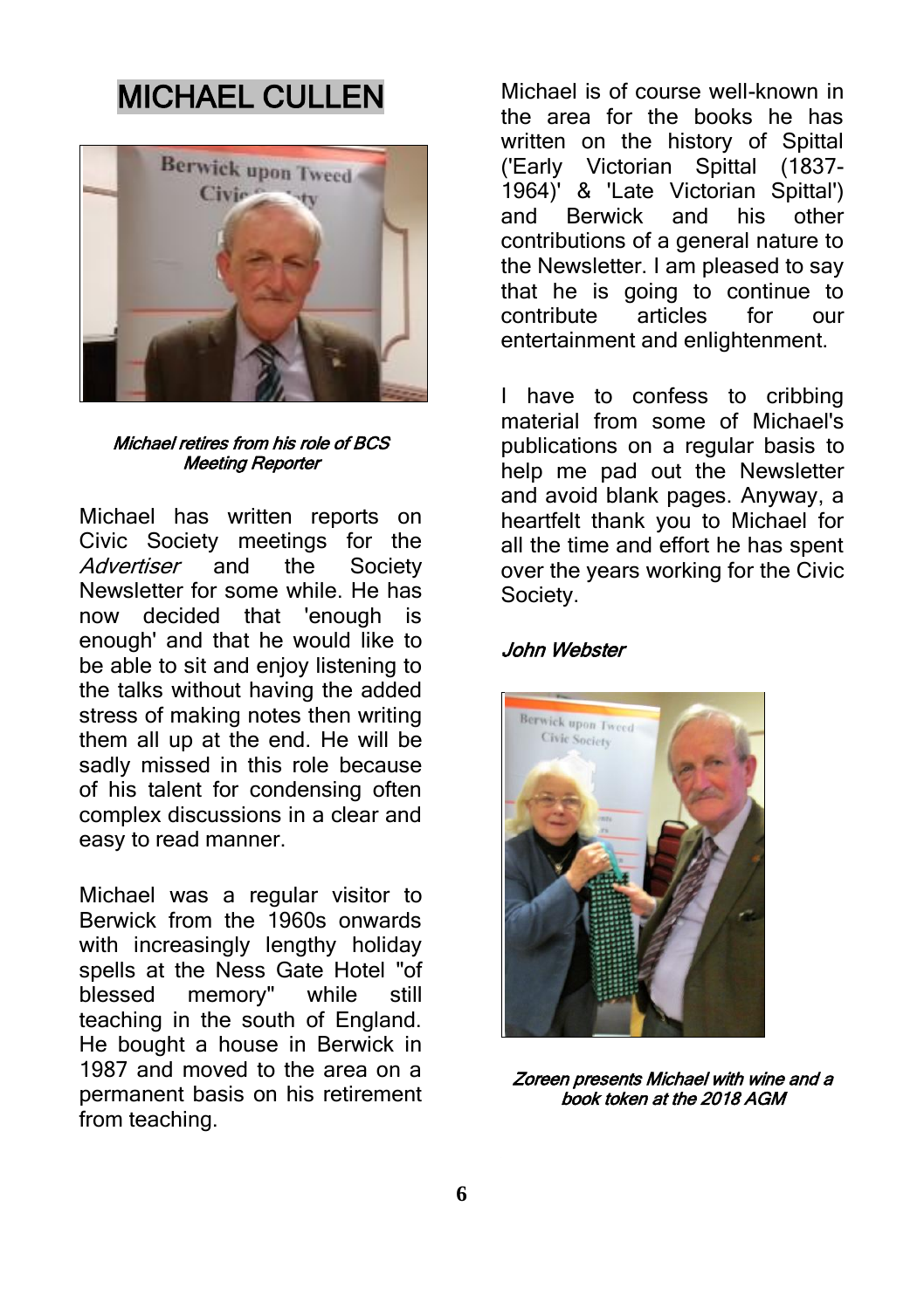# MICHAEL CULLEN

*Michael retires from his role of BCS Meeting Reporter*

Michael has written reports on Civic Society meetings for the *Advertiser* and the Society Newsletter for some while. He has now decided that 'enough is enough' and that he would like to be able to sit and enjoy listening to the talks without having the added stress of making notes then writing them all up at the end. He will be sadly missed in this role because of his talent for condensing often complex discussions in a clear and easy to read manner.

Michael was a regular visitor to Berwick from the 1960s onwards with increasingly lengthy holiday spells at the Ness Gate Hotel "of blessed memory" while still teaching in the south of England. He bought a house in Berwick in 1987 and moved to the area on a permanent basis on his retirement from teaching.

Michael is of course well-known in the area for the books he has written on the history of Spittal ('Early Victorian Spittal (1837-1964)' & 'Late Victorian Spittal') and Berwick and his other contributions of a general nature to the Newsletter. I am pleased to say that he is going to continue to contribute articles for our entertainment and enlightenment.

I have to confess to cribbing material from some of Michael's publications on a regular basis to help me pad out the Newsletter and avoid blank pages. Anyway, a heartfelt thank you to Michael for all the time and effort he has spent over the years working for the Civic Society.

*John Webster*

*Zoreen presents Michael with wine and a book token at the 2018 AGM*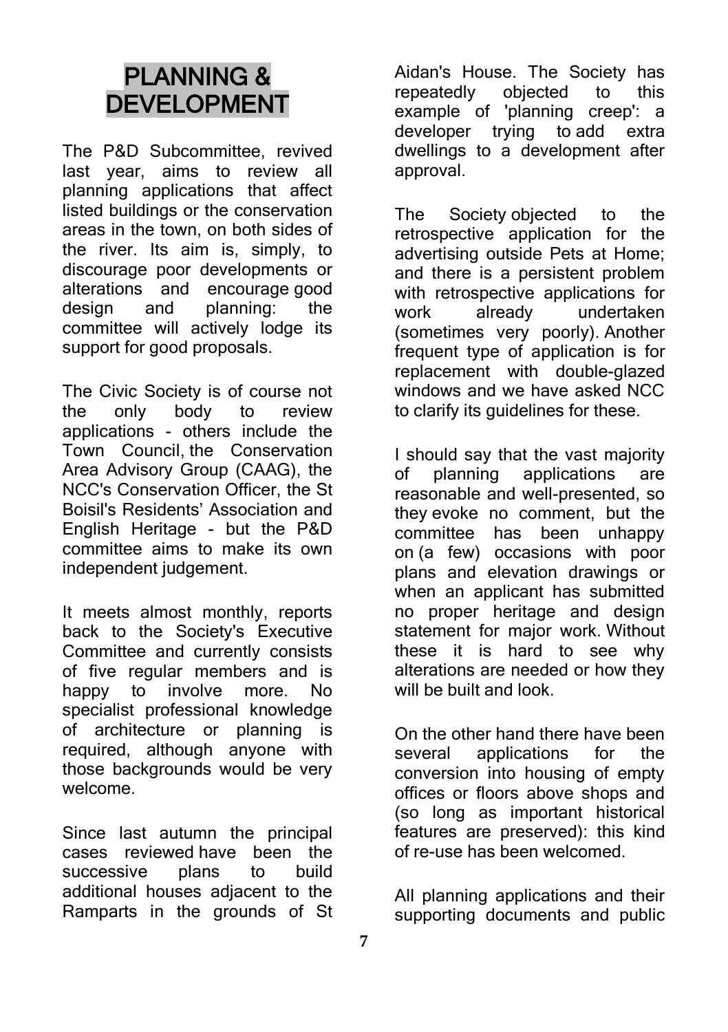# PLANNING & DEVELOPMENT

The P&D Subcommittee, revived last year, aims to review all planning applications that affect listed buildings or the conservation areas in the town, on both sides of the river. Its aim is, simply, to discourage poor developments or alterations and encourage good design and planning: the committee will actively lodge its support for good proposals.

The Civic Society is of course not the only body to review applications - others include the Town Council, the Conservation Area Advisory Group (CAAG), the NCC's Conservation Officer, the St Boisil's Residents' Association and English Heritage - but the P&D committee aims to make its own independent judgement.

It meets almost monthly, reports back to the Society's Executive Committee and currently consists of five regular members and is happy to involve more. No specialist professional knowledge of architecture or planning is required, although anyone with those backgrounds would be very welcome.

Since last autumn the principal cases reviewed have been the successive plans to build additional houses adjacent to the Ramparts in the grounds of St Aidan's House. The Society has repeatedly objected to this example of 'planning creep': a developer trying to add extra dwellings to a development after approval.

The Society objected to the retrospective application for the advertising outside Pets at Home; and there is a persistent problem with retrospective applications for work already undertaken (sometimes very poorly). Another frequent type of application is for replacement with double-glazed windows and we have asked NCC to clarify its guidelines for these.

I should say that the vast majority of planning applications are reasonable and well-presented, so they evoke no comment, but the committee has been unhappy on (a few) occasions with poor plans and elevation drawings or when an applicant has submitted no proper heritage and design statement for major work. Without these it is hard to see why alterations are needed or how they will be built and look.

On the other hand there have been several applications for the conversion into housing of empty offices or floors above shops and (so long as important historical features are preserved): this kind of re-use has been welcomed.

All planning applications and their supporting documents and public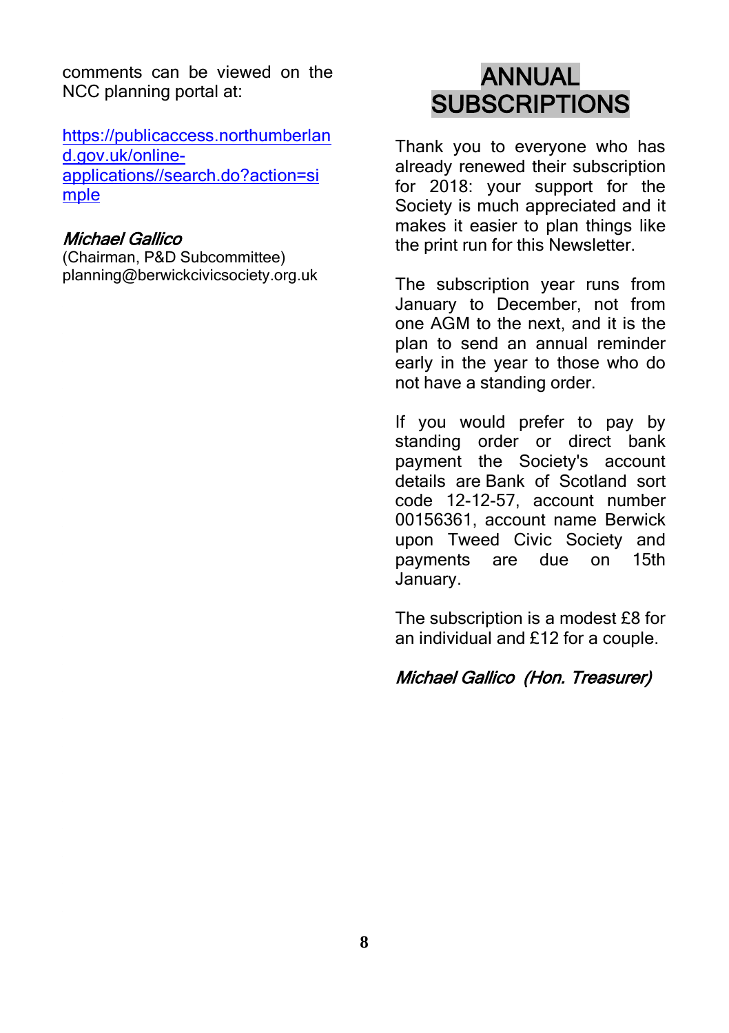comments can be viewed on the NCC planning portal at:

[https://publicaccess.northumberland.gov.uk/online-applications//search.do?action=simple](https://publicaccess.northumberland.gov.uk/online-applications//search.do?action=simple)

***Michael Gallico***
(Chairman, P&D Subcommittee)
planning@berwickcivicsociety.org.uk

## ANNUAL SUBSCRIPTIONS

Thank you to everyone who has already renewed their subscription for 2018: your support for the Society is much appreciated and it makes it easier to plan things like the print run for this Newsletter.

The subscription year runs from January to December, not from one AGM to the next, and it is the plan to send an annual reminder early in the year to those who do not have a standing order.

If you would prefer to pay by standing order or direct bank payment the Society's account details are Bank of Scotland sort code 12-12-57, account number 00156361, account name Berwick upon Tweed Civic Society and payments are due on 15th January.

The subscription is a modest £8 for an individual and £12 for a couple.

***Michael Gallico (Hon. Treasurer)***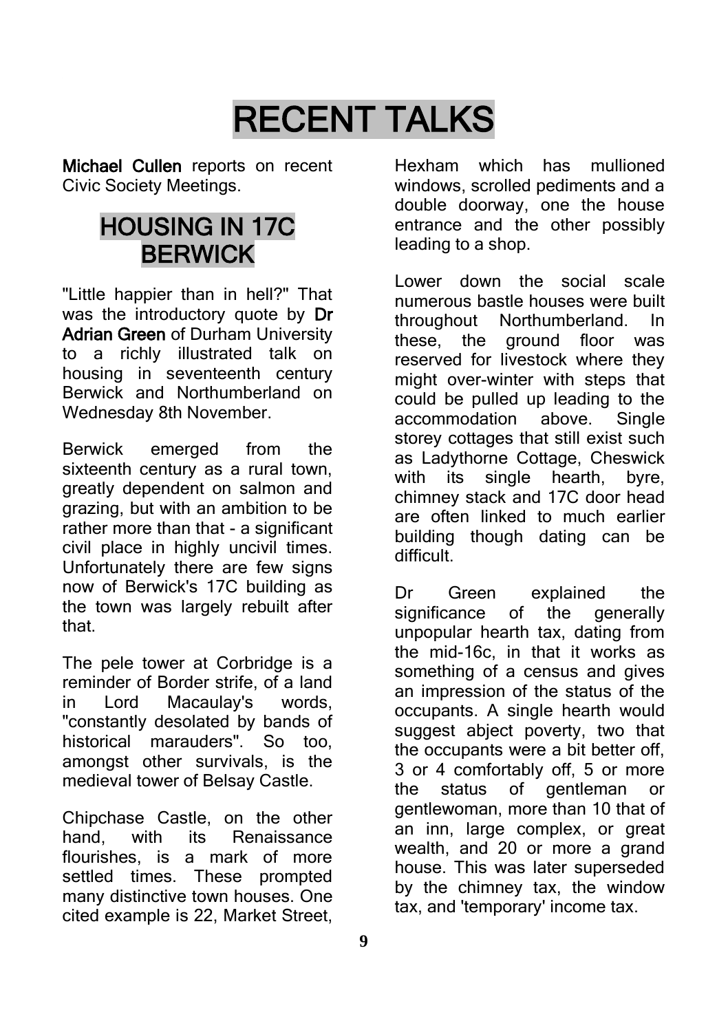# RECENT TALKS

**Michael Cullen** reports on recent Civic Society Meetings.

## HOUSING IN 17C BERWICK

"Little happier than in hell?" That was the introductory quote by **Dr Adrian Green** of Durham University to a richly illustrated talk on housing in seventeenth century Berwick and Northumberland on Wednesday 8th November.

Berwick emerged from the sixteenth century as a rural town, greatly dependent on salmon and grazing, but with an ambition to be rather more than that - a significant civil place in highly uncivil times. Unfortunately there are few signs now of Berwick's 17C building as the town was largely rebuilt after that.

The pele tower at Corbridge is a reminder of Border strife, of a land in Lord Macaulay's words, "constantly desolated by bands of historical marauders". So too, amongst other survivals, is the medieval tower of Belsay Castle.

Chipchase Castle, on the other hand, with its Renaissance flourishes, is a mark of more settled times. These prompted many distinctive town houses. One cited example is 22, Market Street, Hexham which has mullioned windows, scrolled pediments and a double doorway, one the house entrance and the other possibly leading to a shop.

Lower down the social scale numerous bastle houses were built throughout Northumberland. In these, the ground floor was reserved for livestock where they might over-winter with steps that could be pulled up leading to the accommodation above. Single storey cottages that still exist such as Ladythorne Cottage, Cheswick with its single hearth, byre, chimney stack and 17C door head are often linked to much earlier building though dating can be difficult.

Dr Green explained the significance of the generally unpopular hearth tax, dating from the mid-16c, in that it works as something of a census and gives an impression of the status of the occupants. A single hearth would suggest abject poverty, two that the occupants were a bit better off, 3 or 4 comfortably off, 5 or more the status of gentleman or gentlewoman, more than 10 that of an inn, large complex, or great wealth, and 20 or more a grand house. This was later superseded by the chimney tax, the window tax, and 'temporary' income tax.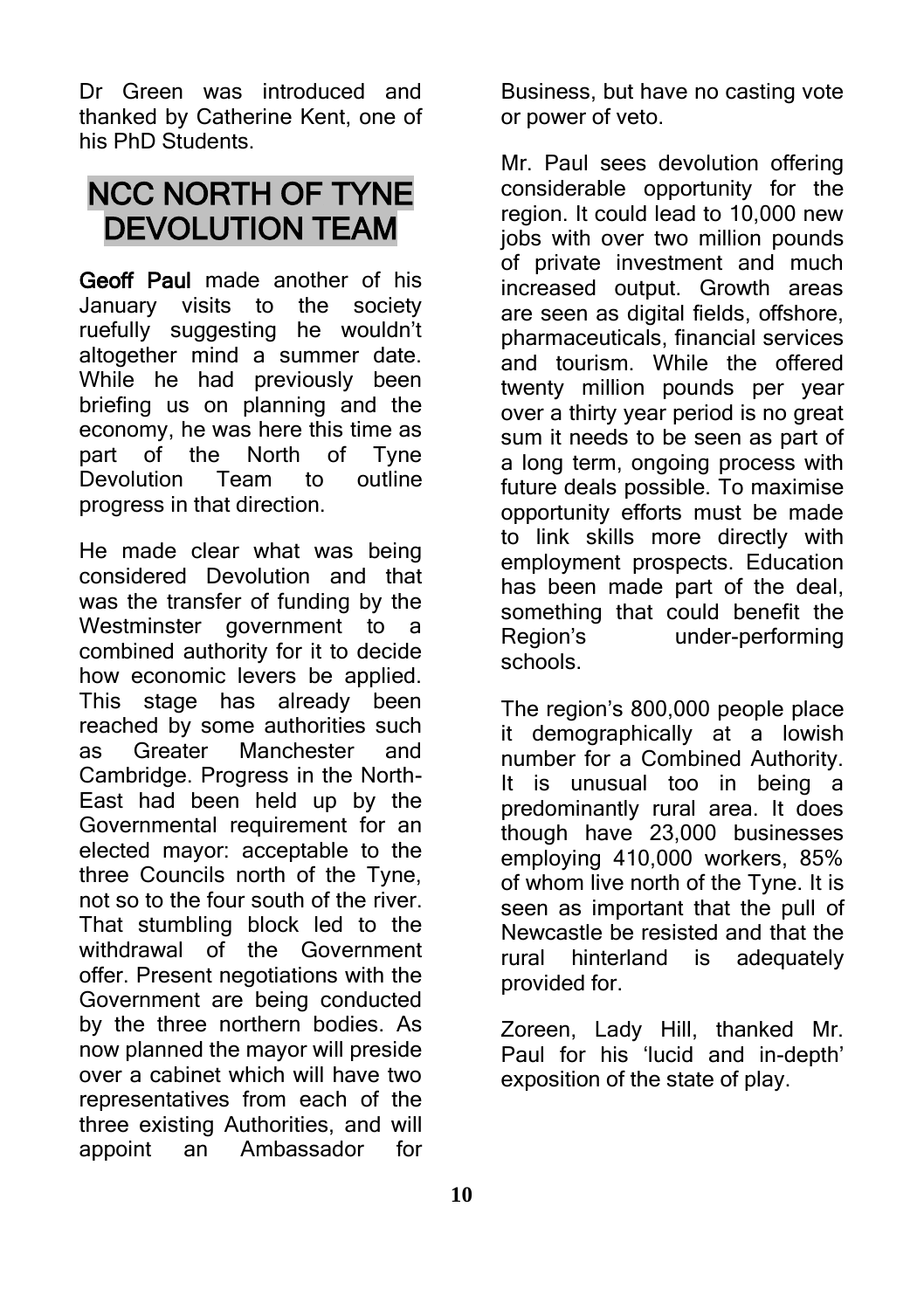Dr Green was introduced and thanked by Catherine Kent, one of his PhD Students.

# NCC NORTH OF TYNE DEVOLUTION TEAM

**Geoff Paul** made another of his January visits to the society ruefully suggesting he wouldn't altogether mind a summer date. While he had previously been briefing us on planning and the economy, he was here this time as part of the North of Tyne Devolution Team to outline progress in that direction.

He made clear what was being considered Devolution and that was the transfer of funding by the Westminster government to a combined authority for it to decide how economic levers be applied. This stage has already been reached by some authorities such as Greater Manchester and Cambridge. Progress in the North-East had been held up by the Governmental requirement for an elected mayor: acceptable to the three Councils north of the Tyne, not so to the four south of the river. That stumbling block led to the withdrawal of the Government offer. Present negotiations with the Government are being conducted by the three northern bodies. As now planned the mayor will preside over a cabinet which will have two representatives from each of the three existing Authorities, and will appoint an Ambassador for Business, but have no casting vote or power of veto.

Mr. Paul sees devolution offering considerable opportunity for the region. It could lead to 10,000 new jobs with over two million pounds of private investment and much increased output. Growth areas are seen as digital fields, offshore, pharmaceuticals, financial services and tourism. While the offered twenty million pounds per year over a thirty year period is no great sum it needs to be seen as part of a long term, ongoing process with future deals possible. To maximise opportunity efforts must be made to link skills more directly with employment prospects. Education has been made part of the deal, something that could benefit the Region's under-performing schools.

The region's 800,000 people place it demographically at a lowish number for a Combined Authority. It is unusual too in being a predominantly rural area. It does though have 23,000 businesses employing 410,000 workers, 85% of whom live north of the Tyne. It is seen as important that the pull of Newcastle be resisted and that the rural hinterland is adequately provided for.

Zoreen, Lady Hill, thanked Mr. Paul for his 'lucid and in-depth' exposition of the state of play.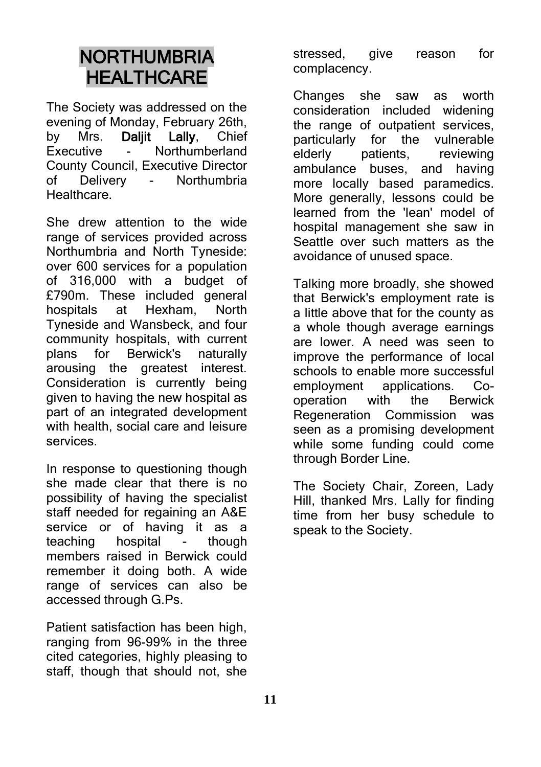# NORTHUMBRIA HEALTHCARE

The Society was addressed on the evening of Monday, February 26th, by Mrs. **Daljit Lally**, Chief Executive - Northumberland County Council, Executive Director of Delivery - Northumbria Healthcare.

She drew attention to the wide range of services provided across Northumbria and North Tyneside: over 600 services for a population of 316,000 with a budget of £790m. These included general hospitals at Hexham, North Tyneside and Wansbeck, and four community hospitals, with current plans for Berwick's naturally arousing the greatest interest. Consideration is currently being given to having the new hospital as part of an integrated development with health, social care and leisure services.

In response to questioning though she made clear that there is no possibility of having the specialist staff needed for regaining an A&E service or of having it as a teaching hospital - though members raised in Berwick could remember it doing both. A wide range of services can also be accessed through G.Ps.

Patient satisfaction has been high, ranging from 96-99% in the three cited categories, highly pleasing to staff, though that should not, she stressed, give reason for complacency.

Changes she saw as worth consideration included widening the range of outpatient services, particularly for the vulnerable elderly patients, reviewing ambulance buses, and having more locally based paramedics. More generally, lessons could be learned from the 'lean' model of hospital management she saw in Seattle over such matters as the avoidance of unused space.

Talking more broadly, she showed that Berwick's employment rate is a little above that for the county as a whole though average earnings are lower. A need was seen to improve the performance of local schools to enable more successful employment applications. Co-operation with the Berwick Regeneration Commission was seen as a promising development while some funding could come through Border Line.

The Society Chair, Zoreen, Lady Hill, thanked Mrs. Lally for finding time from her busy schedule to speak to the Society.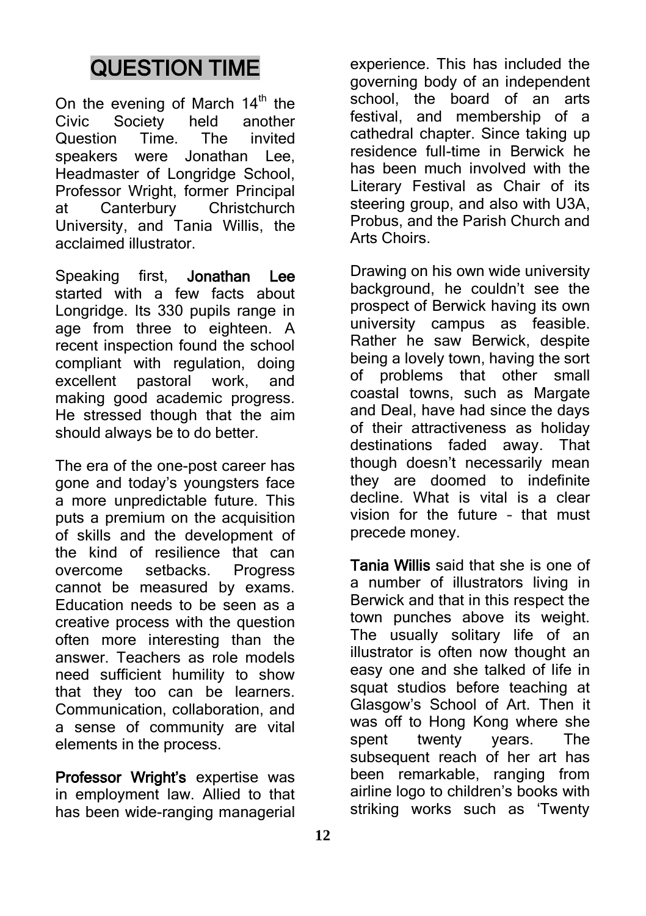# QUESTION TIME

On the evening of March 14th the Civic Society held another Question Time. The invited speakers were Jonathan Lee, Headmaster of Longridge School, Professor Wright, former Principal at Canterbury Christchurch University, and Tania Willis, the acclaimed illustrator.

Speaking first, **Jonathan Lee** started with a few facts about Longridge. Its 330 pupils range in age from three to eighteen. A recent inspection found the school compliant with regulation, doing excellent pastoral work, and making good academic progress. He stressed though that the aim should always be to do better.

The era of the one-post career has gone and today's youngsters face a more unpredictable future. This puts a premium on the acquisition of skills and the development of the kind of resilience that can overcome setbacks. Progress cannot be measured by exams. Education needs to be seen as a creative process with the question often more interesting than the answer. Teachers as role models need sufficient humility to show that they too can be learners. Communication, collaboration, and a sense of community are vital elements in the process.

**Professor Wright's** expertise was in employment law. Allied to that has been wide-ranging managerial experience. This has included the governing body of an independent school, the board of an arts festival, and membership of a cathedral chapter. Since taking up residence full-time in Berwick he has been much involved with the Literary Festival as Chair of its steering group, and also with U3A, Probus, and the Parish Church and Arts Choirs.

Drawing on his own wide university background, he couldn't see the prospect of Berwick having its own university campus as feasible. Rather he saw Berwick, despite being a lovely town, having the sort of problems that other small coastal towns, such as Margate and Deal, have had since the days of their attractiveness as holiday destinations faded away. That though doesn't necessarily mean they are doomed to indefinite decline. What is vital is a clear vision for the future – that must precede money.

**Tania Willis** said that she is one of a number of illustrators living in Berwick and that in this respect the town punches above its weight. The usually solitary life of an illustrator is often now thought an easy one and she talked of life in squat studios before teaching at Glasgow's School of Art. Then it was off to Hong Kong where she spent twenty years. The subsequent reach of her art has been remarkable, ranging from airline logo to children's books with striking works such as 'Twenty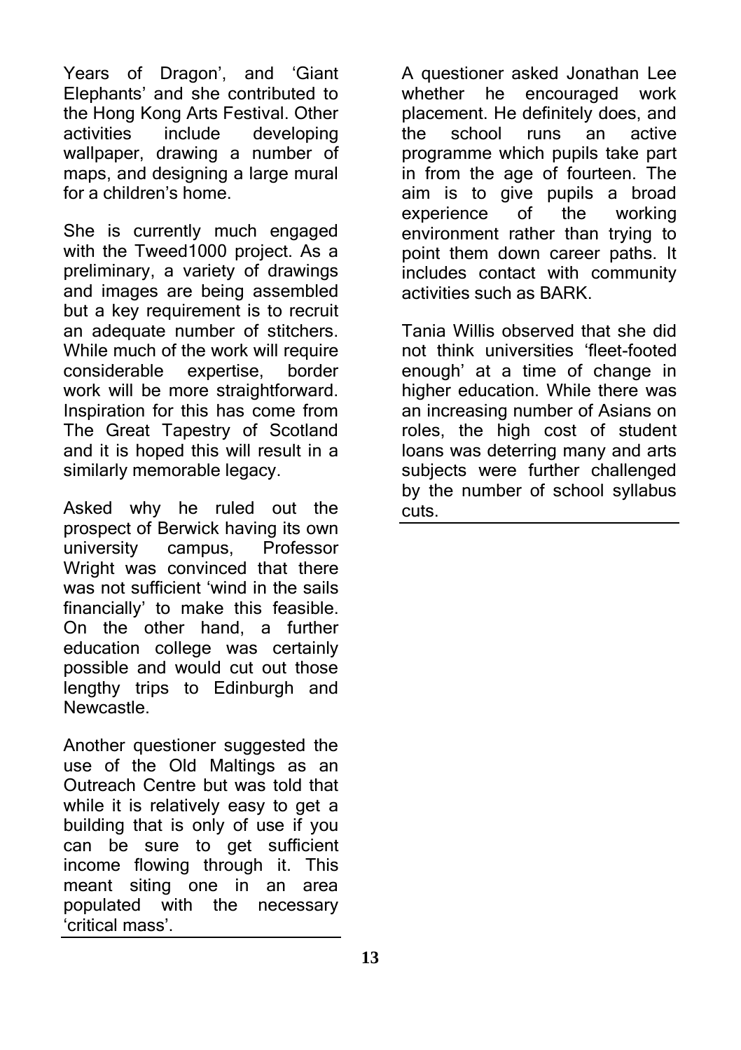Years of Dragon', and 'Giant Elephants' and she contributed to the Hong Kong Arts Festival. Other activities include developing wallpaper, drawing a number of maps, and designing a large mural for a children's home.

She is currently much engaged with the Tweed1000 project. As a preliminary, a variety of drawings and images are being assembled but a key requirement is to recruit an adequate number of stitchers. While much of the work will require considerable expertise, border work will be more straightforward. Inspiration for this has come from The Great Tapestry of Scotland and it is hoped this will result in a similarly memorable legacy.

Asked why he ruled out the prospect of Berwick having its own university campus, Professor Wright was convinced that there was not sufficient 'wind in the sails financially' to make this feasible. On the other hand, a further education college was certainly possible and would cut out those lengthy trips to Edinburgh and Newcastle.

Another questioner suggested the use of the Old Maltings as an Outreach Centre but was told that while it is relatively easy to get a building that is only of use if you can be sure to get sufficient income flowing through it. This meant siting one in an area populated with the necessary 'critical mass'.

---

A questioner asked Jonathan Lee whether he encouraged work placement. He definitely does, and the school runs an active programme which pupils take part in from the age of fourteen. The aim is to give pupils a broad experience of the working environment rather than trying to point them down career paths. It includes contact with community activities such as BARK.

Tania Willis observed that she did not think universities 'fleet-footed enough' at a time of change in higher education. While there was an increasing number of Asians on roles, the high cost of student loans was deterring many and arts subjects were further challenged by the number of school syllabus cuts.

---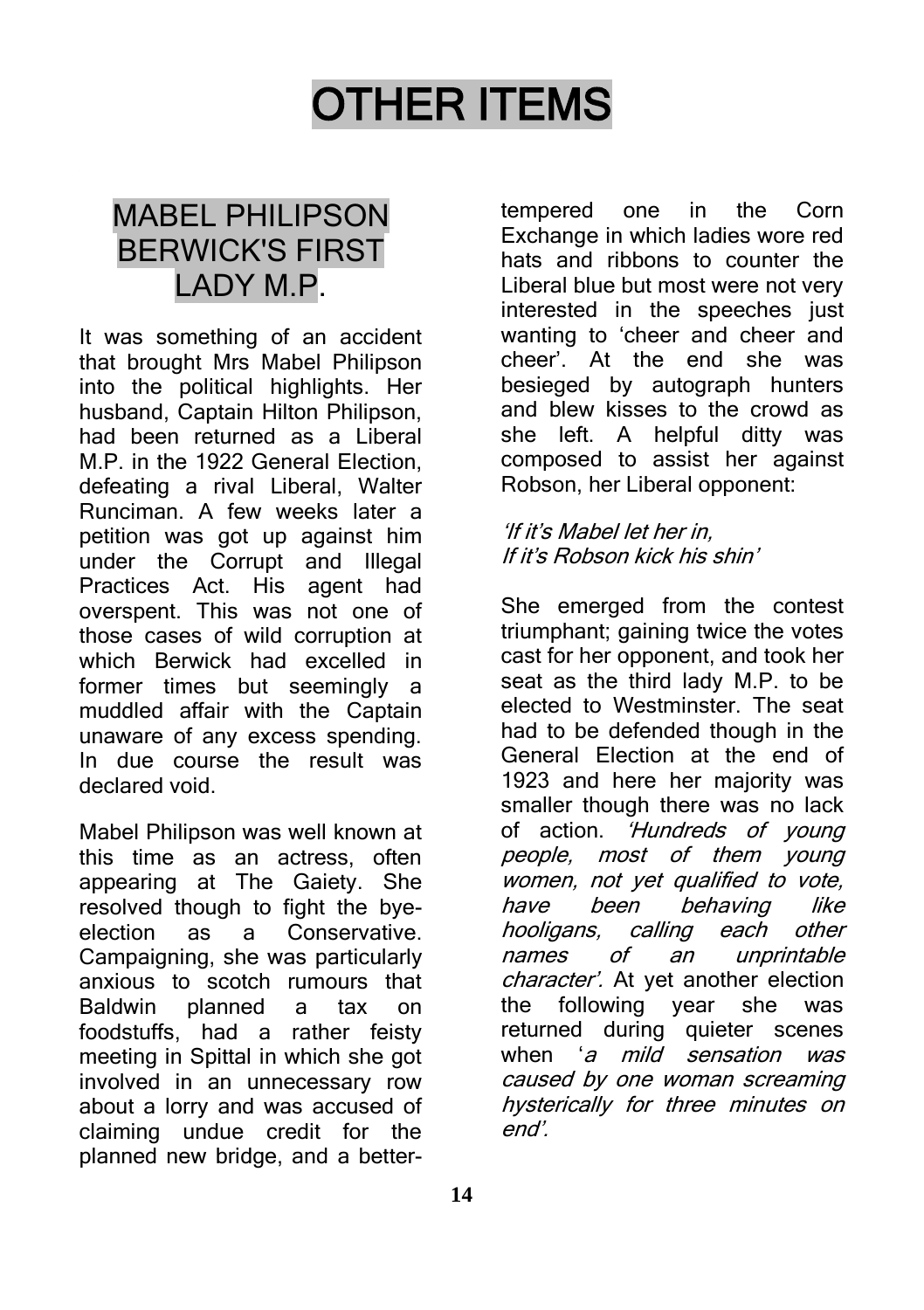# OTHER ITEMS

## MABEL PHILIPSON BERWICK'S FIRST LADY M.P.

It was something of an accident that brought Mrs Mabel Philipson into the political highlights. Her husband, Captain Hilton Philipson, had been returned as a Liberal M.P. in the 1922 General Election, defeating a rival Liberal, Walter Runciman. A few weeks later a petition was got up against him under the Corrupt and Illegal Practices Act. His agent had overspent. This was not one of those cases of wild corruption at which Berwick had excelled in former times but seemingly a muddled affair with the Captain unaware of any excess spending. In due course the result was declared void.

Mabel Philipson was well known at this time as an actress, often appearing at The Gaiety. She resolved though to fight the bye-election as a Conservative. Campaigning, she was particularly anxious to scotch rumours that Baldwin planned a tax on foodstuffs, had a rather feisty meeting in Spittal in which she got involved in an unnecessary row about a lorry and was accused of claiming undue credit for the planned new bridge, and a better-tempered one in the Corn Exchange in which ladies wore red hats and ribbons to counter the Liberal blue but most were not very interested in the speeches just wanting to 'cheer and cheer and cheer'. At the end she was besieged by autograph hunters and blew kisses to the crowd as she left. A helpful ditty was composed to assist her against Robson, her Liberal opponent:

*'If it's Mabel let her in,*
*If it's Robson kick his shin'*

She emerged from the contest triumphant; gaining twice the votes cast for her opponent, and took her seat as the third lady M.P. to be elected to Westminster. The seat had to be defended though in the General Election at the end of 1923 and here her majority was smaller though there was no lack of action. *'Hundreds of young people, most of them young women, not yet qualified to vote, have been behaving like hooligans, calling each other names of an unprintable character'.* At yet another election the following year she was returned during quieter scenes when '*a mild sensation was caused by one woman screaming hysterically for three minutes on end'.*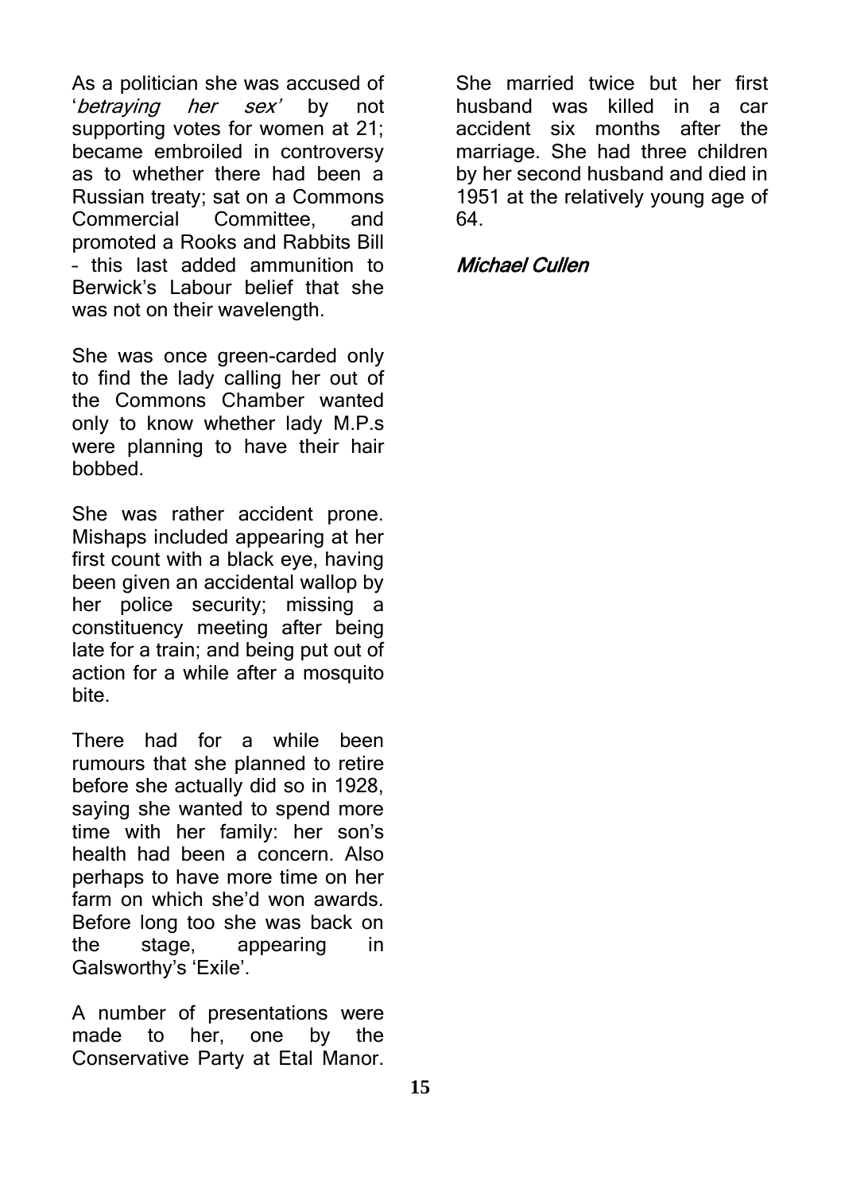As a politician she was accused of '*betraying her sex'* by not supporting votes for women at 21; became embroiled in controversy as to whether there had been a Russian treaty; sat on a Commons Commercial Committee, and promoted a Rooks and Rabbits Bill – this last added ammunition to Berwick's Labour belief that she was not on their wavelength.

She was once green-carded only to find the lady calling her out of the Commons Chamber wanted only to know whether lady M.P.s were planning to have their hair bobbed.

She was rather accident prone. Mishaps included appearing at her first count with a black eye, having been given an accidental wallop by her police security; missing a constituency meeting after being late for a train; and being put out of action for a while after a mosquito bite.

There had for a while been rumours that she planned to retire before she actually did so in 1928, saying she wanted to spend more time with her family: her son's health had been a concern. Also perhaps to have more time on her farm on which she'd won awards. Before long too she was back on the stage, appearing in Galsworthy's 'Exile'.

A number of presentations were made to her, one by the Conservative Party at Etal Manor.

She married twice but her first husband was killed in a car accident six months after the marriage. She had three children by her second husband and died in 1951 at the relatively young age of 64.

*Michael Cullen*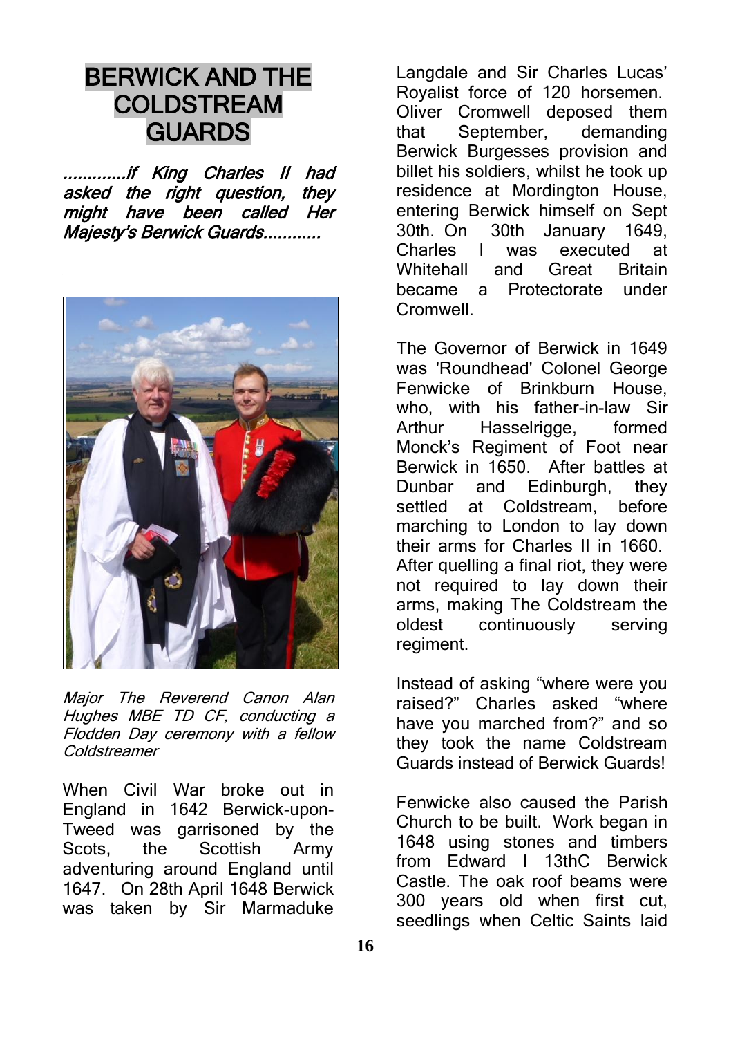# BERWICK AND THE COLDSTREAM GUARDS

*.............if King Charles II had asked the right question, they might have been called Her Majesty's Berwick Guards............*

*Major The Reverend Canon Alan Hughes MBE TD CF, conducting a Flodden Day ceremony with a fellow Coldstreamer*

When Civil War broke out in England in 1642 Berwick-upon-Tweed was garrisoned by the Scots, the Scottish Army adventuring around England until 1647. On 28th April 1648 Berwick was taken by Sir Marmaduke Langdale and Sir Charles Lucas' Royalist force of 120 horsemen. Oliver Cromwell deposed them that September, demanding Berwick Burgesses provision and billet his soldiers, whilst he took up residence at Mordington House, entering Berwick himself on Sept 30th. On 30th January 1649, Charles I was executed at Whitehall and Great Britain became a Protectorate under Cromwell.

The Governor of Berwick in 1649 was 'Roundhead' Colonel George Fenwicke of Brinkburn House, who, with his father-in-law Sir Arthur Hasselrigge, formed Monck's Regiment of Foot near Berwick in 1650. After battles at Dunbar and Edinburgh, they settled at Coldstream, before marching to London to lay down their arms for Charles II in 1660. After quelling a final riot, they were not required to lay down their arms, making The Coldstream the oldest continuously serving regiment.

Instead of asking "where were you raised?" Charles asked "where have you marched from?" and so they took the name Coldstream Guards instead of Berwick Guards!

Fenwicke also caused the Parish Church to be built. Work began in 1648 using stones and timbers from Edward I 13thC Berwick Castle. The oak roof beams were 300 years old when first cut, seedlings when Celtic Saints laid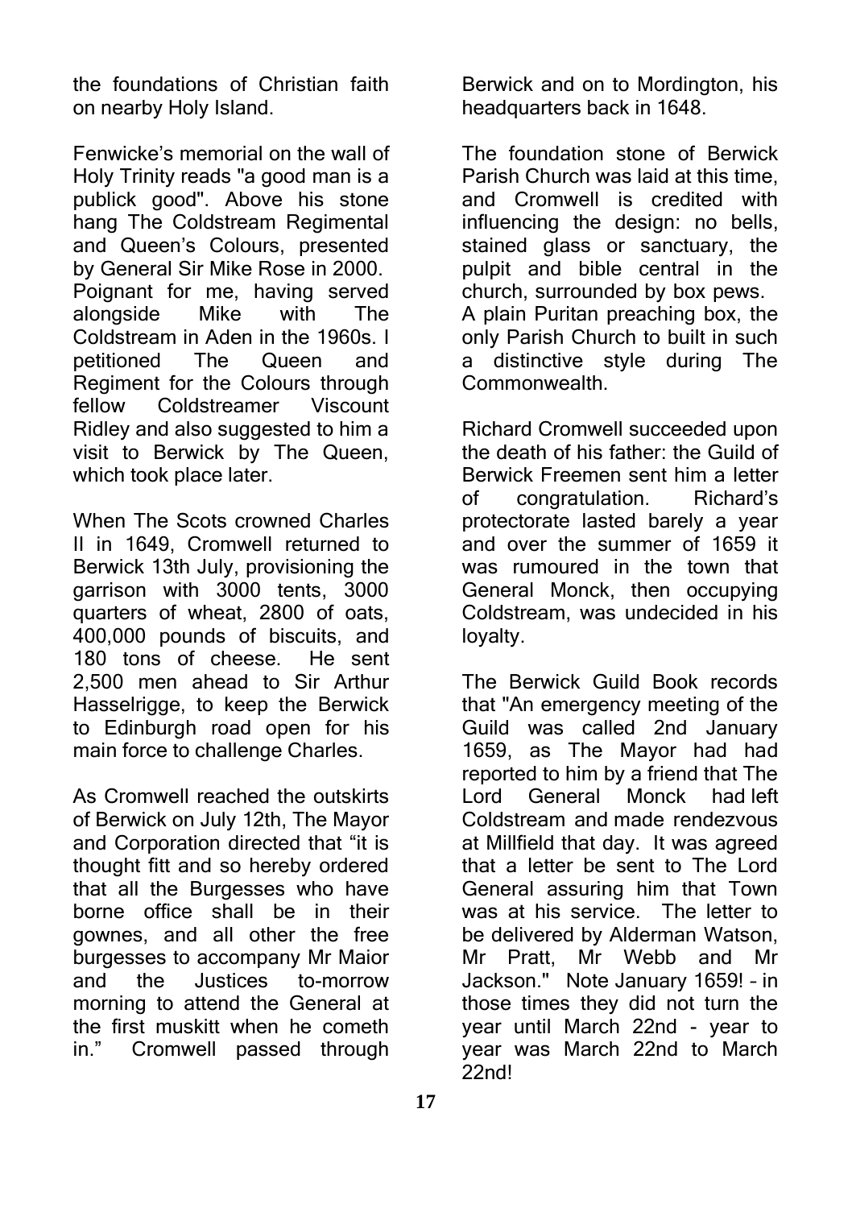the foundations of Christian faith on nearby Holy Island.

Fenwicke's memorial on the wall of Holy Trinity reads "a good man is a publick good". Above his stone hang The Coldstream Regimental and Queen's Colours, presented by General Sir Mike Rose in 2000. Poignant for me, having served alongside Mike with The Coldstream in Aden in the 1960s. I petitioned The Queen and Regiment for the Colours through fellow Coldstreamer Viscount Ridley and also suggested to him a visit to Berwick by The Queen, which took place later.

When The Scots crowned Charles II in 1649, Cromwell returned to Berwick 13th July, provisioning the garrison with 3000 tents, 3000 quarters of wheat, 2800 of oats, 400,000 pounds of biscuits, and 180 tons of cheese. He sent 2,500 men ahead to Sir Arthur Hasselrigge, to keep the Berwick to Edinburgh road open for his main force to challenge Charles.

As Cromwell reached the outskirts of Berwick on July 12th, The Mayor and Corporation directed that "it is thought fitt and so hereby ordered that all the Burgesses who have borne office shall be in their gownes, and all other the free burgesses to accompany Mr Maior and the Justices to-morrow morning to attend the General at the first muskitt when he cometh in." Cromwell passed through Berwick and on to Mordington, his headquarters back in 1648.

The foundation stone of Berwick Parish Church was laid at this time, and Cromwell is credited with influencing the design: no bells, stained glass or sanctuary, the pulpit and bible central in the church, surrounded by box pews. A plain Puritan preaching box, the only Parish Church to built in such a distinctive style during The Commonwealth.

Richard Cromwell succeeded upon the death of his father: the Guild of Berwick Freemen sent him a letter of congratulation. Richard's protectorate lasted barely a year and over the summer of 1659 it was rumoured in the town that General Monck, then occupying Coldstream, was undecided in his loyalty.

The Berwick Guild Book records that "An emergency meeting of the Guild was called 2nd January 1659, as The Mayor had had reported to him by a friend that The Lord General Monck had left Coldstream and made rendezvous at Millfield that day. It was agreed that a letter be sent to The Lord General assuring him that Town was at his service. The letter to be delivered by Alderman Watson, Mr Pratt, Mr Webb and Mr Jackson." Note January 1659! – in those times they did not turn the year until March 22nd - year to year was March 22nd to March 22nd!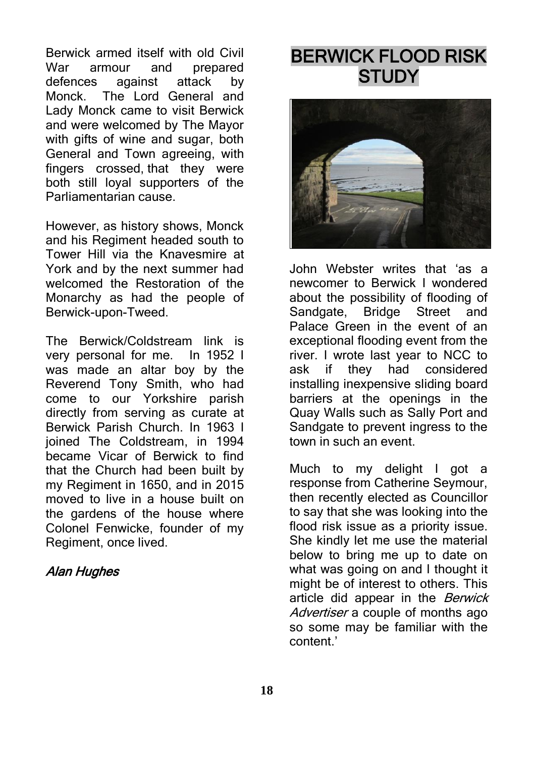Berwick armed itself with old Civil War armour and prepared defences against attack by Monck. The Lord General and Lady Monck came to visit Berwick and were welcomed by The Mayor with gifts of wine and sugar, both General and Town agreeing, with fingers crossed, that they were both still loyal supporters of the Parliamentarian cause.

However, as history shows, Monck and his Regiment headed south to Tower Hill via the Knavesmire at York and by the next summer had welcomed the Restoration of the Monarchy as had the people of Berwick-upon-Tweed.

The Berwick/Coldstream link is very personal for me. In 1952 I was made an altar boy by the Reverend Tony Smith, who had come to our Yorkshire parish directly from serving as curate at Berwick Parish Church. In 1963 I joined The Coldstream, in 1994 became Vicar of Berwick to find that the Church had been built by my Regiment in 1650, and in 2015 moved to live in a house built on the gardens of the house where Colonel Fenwicke, founder of my Regiment, once lived.

*Alan Hughes*

# BERWICK FLOOD RISK STUDY

John Webster writes that 'as a newcomer to Berwick I wondered about the possibility of flooding of Sandgate, Bridge Street and Palace Green in the event of an exceptional flooding event from the river. I wrote last year to NCC to ask if they had considered installing inexpensive sliding board barriers at the openings in the Quay Walls such as Sally Port and Sandgate to prevent ingress to the town in such an event.

Much to my delight I got a response from Catherine Seymour, then recently elected as Councillor to say that she was looking into the flood risk issue as a priority issue. She kindly let me use the material below to bring me up to date on what was going on and I thought it might be of interest to others. This article did appear in the *Berwick Advertiser* a couple of months ago so some may be familiar with the content.'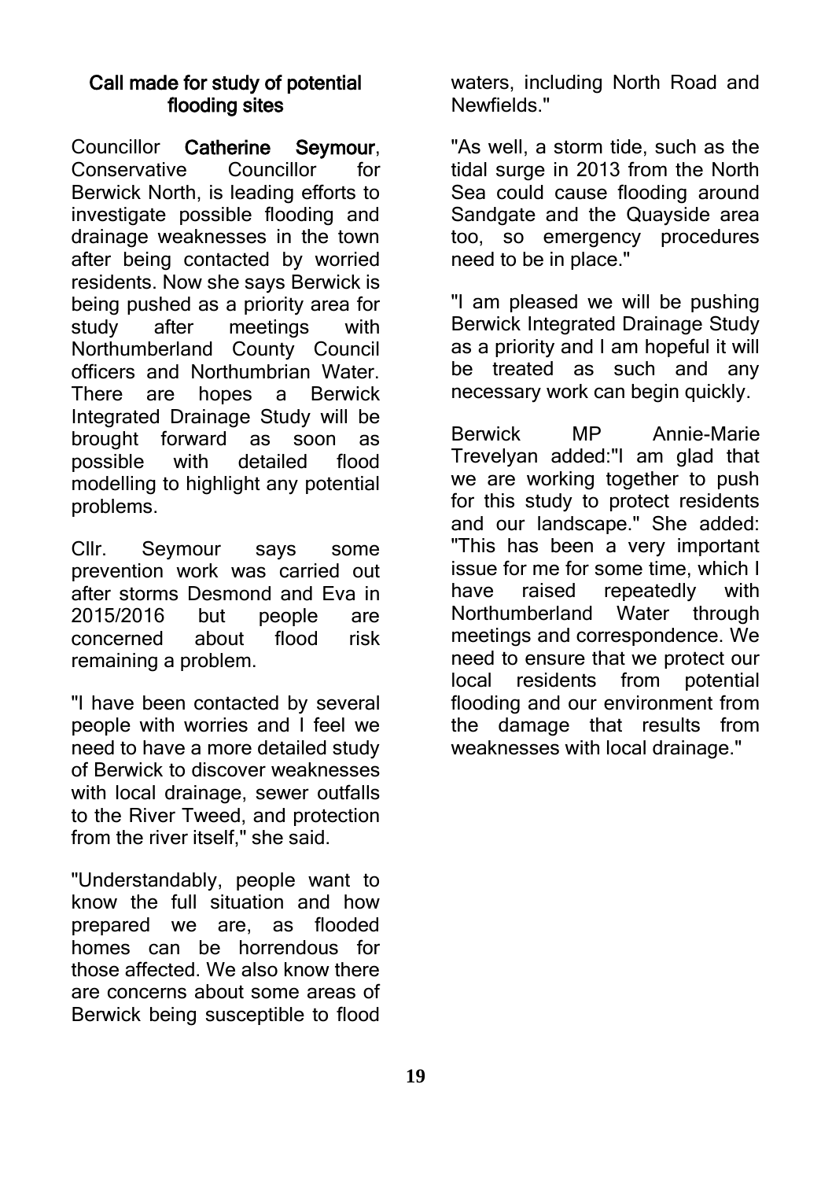## Call made for study of potential flooding sites

Councillor **Catherine Seymour**, Conservative Councillor for Berwick North, is leading efforts to investigate possible flooding and drainage weaknesses in the town after being contacted by worried residents. Now she says Berwick is being pushed as a priority area for study after meetings with Northumberland County Council officers and Northumbrian Water. There are hopes a Berwick Integrated Drainage Study will be brought forward as soon as possible with detailed flood modelling to highlight any potential problems.

Cllr. Seymour says some prevention work was carried out after storms Desmond and Eva in 2015/2016 but people are concerned about flood risk remaining a problem.

"I have been contacted by several people with worries and I feel we need to have a more detailed study of Berwick to discover weaknesses with local drainage, sewer outfalls to the River Tweed, and protection from the river itself," she said.

"Understandably, people want to know the full situation and how prepared we are, as flooded homes can be horrendous for those affected. We also know there are concerns about some areas of Berwick being susceptible to flood waters, including North Road and Newfields."

"As well, a storm tide, such as the tidal surge in 2013 from the North Sea could cause flooding around Sandgate and the Quayside area too, so emergency procedures need to be in place."

"I am pleased we will be pushing Berwick Integrated Drainage Study as a priority and I am hopeful it will be treated as such and any necessary work can begin quickly.

Berwick MP Annie-Marie Trevelyan added:"I am glad that we are working together to push for this study to protect residents and our landscape." She added: "This has been a very important issue for me for some time, which I have raised repeatedly with Northumberland Water through meetings and correspondence. We need to ensure that we protect our local residents from potential flooding and our environment from the damage that results from weaknesses with local drainage."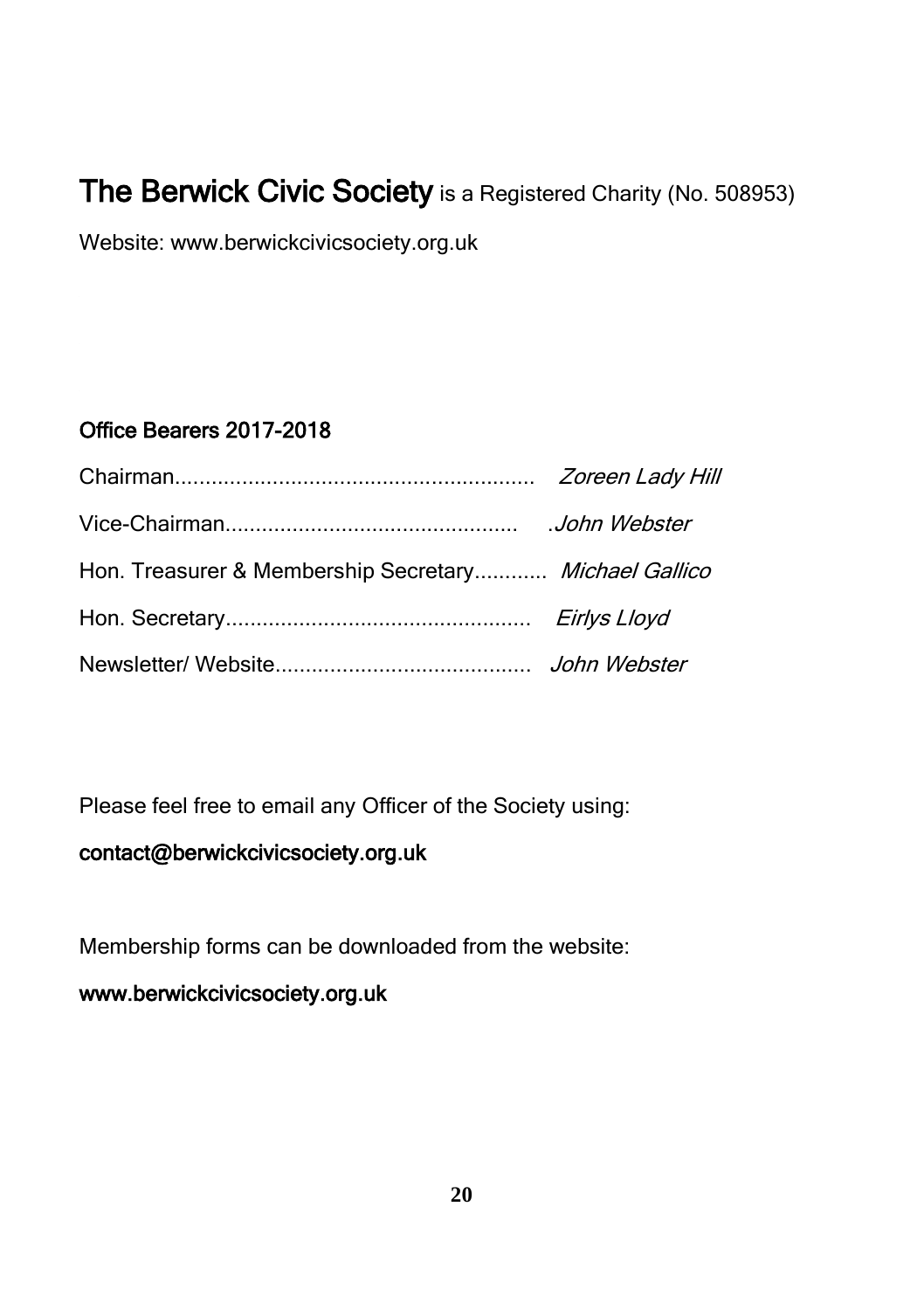**The Berwick Civic Society** is a Registered Charity (No. 508953)

Website: www.berwickcivicsociety.org.uk

**Office Bearers 2017-2018**

Chairman.......................................................... *Zoreen Lady Hill*

Vice-Chairman............................................... .*John Webster*

Hon. Treasurer & Membership Secretary............ *Michael Gallico*

Hon. Secretary................................................. *Eirlys Lloyd*

Newsletter/ Website......................................... *John Webster*

Please feel free to email any Officer of the Society using:

**contact@berwickcivicsociety.org.uk**

Membership forms can be downloaded from the website:

**www.berwickcivicsociety.org.uk**